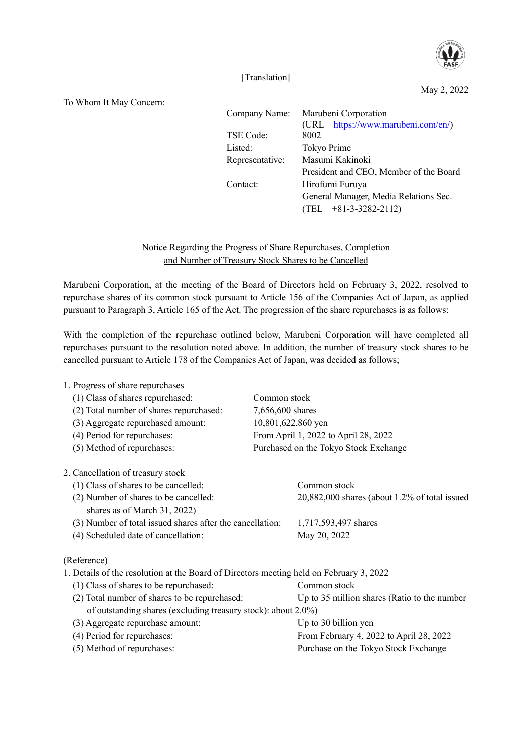[Translation]

May 2, 2022

To Whom It May Concern:

| | |
|---|---|
| Company Name: | Marubeni Corporation |
| | (URL https://www.marubeni.com/en/) |
| TSE Code: | 8002 |
| Listed: | Tokyo Prime |
| Representative: | Masumi Kakinoki |
| | President and CEO, Member of the Board |
| Contact: | Hirofumi Furuya |
| | General Manager, Media Relations Sec. |
| | (TEL +81-3-3282-2112) |

## Notice Regarding the Progress of Share Repurchases, Completion and Number of Treasury Stock Shares to be Cancelled

Marubeni Corporation, at the meeting of the Board of Directors held on February 3, 2022, resolved to repurchase shares of its common stock pursuant to Article 156 of the Companies Act of Japan, as applied pursuant to Paragraph 3, Article 165 of the Act. The progression of the share repurchases is as follows:

With the completion of the repurchase outlined below, Marubeni Corporation will have completed all repurchases pursuant to the resolution noted above. In addition, the number of treasury stock shares to be cancelled pursuant to Article 178 of the Companies Act of Japan, was decided as follows;

1. Progress of share repurchases
   - (1) Class of shares repurchased: Common stock
   - (2) Total number of shares repurchased: 7,656,600 shares
   - (3) Aggregate repurchased amount: 10,801,622,860 yen
   - (4) Period for repurchases: From April 1, 2022 to April 28, 2022
   - (5) Method of repurchases: Purchased on the Tokyo Stock Exchange

2. Cancellation of treasury stock
   - (1) Class of shares to be cancelled: Common stock
   - (2) Number of shares to be cancelled: 20,882,000 shares (about 1.2% of total issued shares as of March 31, 2022)
   - (3) Number of total issued shares after the cancellation: 1,717,593,497 shares
   - (4) Scheduled date of cancellation: May 20, 2022

(Reference)

1. Details of the resolution at the Board of Directors meeting held on February 3, 2022
   - (1) Class of shares to be repurchased: Common stock
   - (2) Total number of shares to be repurchased: Up to 35 million shares (Ratio to the number of outstanding shares (excluding treasury stock): about 2.0%)
   - (3) Aggregate repurchase amount: Up to 30 billion yen
   - (4) Period for repurchases: From February 4, 2022 to April 28, 2022
   - (5) Method of repurchases: Purchase on the Tokyo Stock Exchange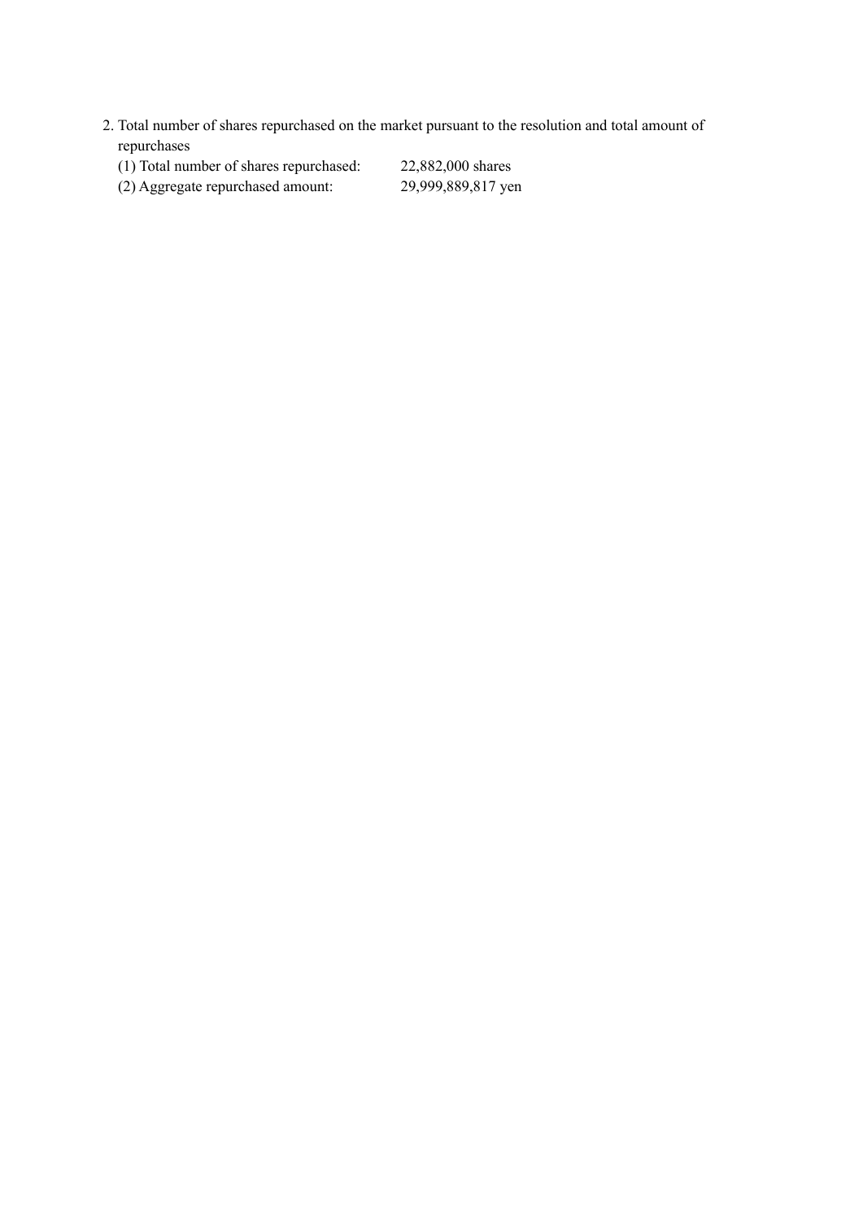2. Total number of shares repurchased on the market pursuant to the resolution and total amount of repurchases

   (1) Total number of shares repurchased: 22,882,000 shares

   (2) Aggregate repurchased amount: 29,999,889,817 yen